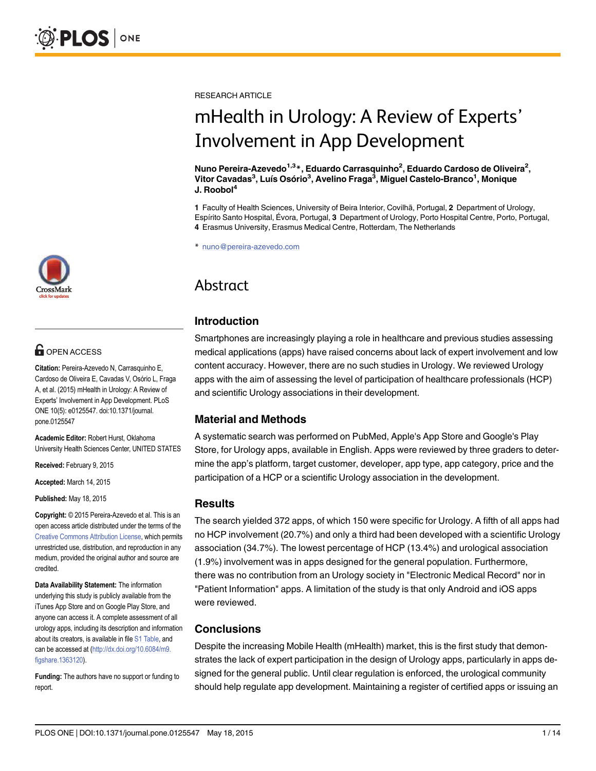RESEARCH ARTICLE

# mHealth in Urology: A Review of Experts' Involvement in App Development

**Nuno Pereira-Azevedo[1,3]*, Eduardo Carrasquinho[2], Eduardo Cardoso de Oliveira[2], Vitor Cavadas[3], Luís Osório[3], Avelino Fraga[3], Miguel Castelo-Branco[1], Monique J. Roobol[4]**

**1** Faculty of Health Sciences, University of Beira Interior, Covilhã, Portugal, **2** Department of Urology, Espírito Santo Hospital, Évora, Portugal, **3** Department of Urology, Porto Hospital Centre, Porto, Portugal, **4** Erasmus University, Erasmus Medical Centre, Rotterdam, The Netherlands

* nuno@pereira-azevedo.com

OPEN ACCESS

**Citation:** Pereira-Azevedo N, Carrasquinho E, Cardoso de Oliveira E, Cavadas V, Osório L, Fraga A, et al. (2015) mHealth in Urology: A Review of Experts' Involvement in App Development. PLoS ONE 10(5): e0125547. doi:10.1371/journal.pone.0125547

**Academic Editor:** Robert Hurst, Oklahoma University Health Sciences Center, UNITED STATES

**Received:** February 9, 2015

**Accepted:** March 14, 2015

**Published:** May 18, 2015

**Copyright:** © 2015 Pereira-Azevedo et al. This is an open access article distributed under the terms of the Creative Commons Attribution License, which permits unrestricted use, distribution, and reproduction in any medium, provided the original author and source are credited.

**Data Availability Statement:** The information underlying this study is publicly available from the iTunes App Store and on Google Play Store, and anyone can access it. A complete assessment of all urology apps, including its description and information about its creators, is available in file S1 Table, and can be accessed at (http://dx.doi.org/10.6084/m9.figshare.1363120).

**Funding:** The authors have no support or funding to report.

## Abstract

### Introduction

Smartphones are increasingly playing a role in healthcare and previous studies assessing medical applications (apps) have raised concerns about lack of expert involvement and low content accuracy. However, there are no such studies in Urology. We reviewed Urology apps with the aim of assessing the level of participation of healthcare professionals (HCP) and scientific Urology associations in their development.

### Material and Methods

A systematic search was performed on PubMed, Apple's App Store and Google's Play Store, for Urology apps, available in English. Apps were reviewed by three graders to determine the app's platform, target customer, developer, app type, app category, price and the participation of a HCP or a scientific Urology association in the development.

### Results

The search yielded 372 apps, of which 150 were specific for Urology. A fifth of all apps had no HCP involvement (20.7%) and only a third had been developed with a scientific Urology association (34.7%). The lowest percentage of HCP (13.4%) and urological association (1.9%) involvement was in apps designed for the general population. Furthermore, there was no contribution from an Urology society in "Electronic Medical Record" nor in "Patient Information" apps. A limitation of the study is that only Android and iOS apps were reviewed.

### Conclusions

Despite the increasing Mobile Health (mHealth) market, this is the first study that demonstrates the lack of expert participation in the design of Urology apps, particularly in apps designed for the general public. Until clear regulation is enforced, the urological community should help regulate app development. Maintaining a register of certified apps or issuing an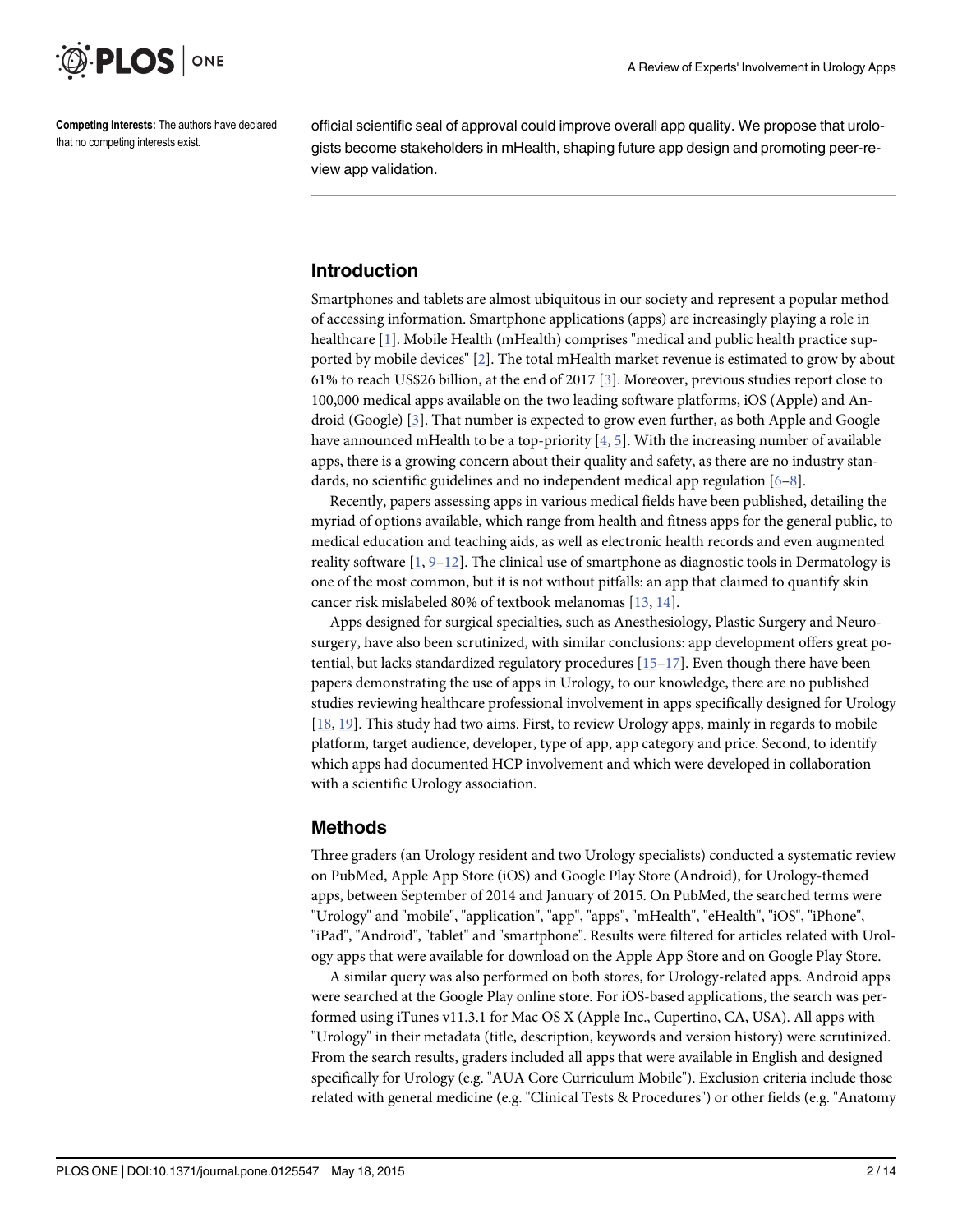**Competing Interests:** The authors have declared that no competing interests exist.

official scientific seal of approval could improve overall app quality. We propose that urologists become stakeholders in mHealth, shaping future app design and promoting peer-review app validation.

## Introduction

Smartphones and tablets are almost ubiquitous in our society and represent a popular method of accessing information. Smartphone applications (apps) are increasingly playing a role in healthcare [1]. Mobile Health (mHealth) comprises "medical and public health practice supported by mobile devices" [2]. The total mHealth market revenue is estimated to grow by about 61% to reach US$26 billion, at the end of 2017 [3]. Moreover, previous studies report close to 100,000 medical apps available on the two leading software platforms, iOS (Apple) and Android (Google) [3]. That number is expected to grow even further, as both Apple and Google have announced mHealth to be a top-priority [4, 5]. With the increasing number of available apps, there is a growing concern about their quality and safety, as there are no industry standards, no scientific guidelines and no independent medical app regulation [6–8].

Recently, papers assessing apps in various medical fields have been published, detailing the myriad of options available, which range from health and fitness apps for the general public, to medical education and teaching aids, as well as electronic health records and even augmented reality software [1, 9–12]. The clinical use of smartphone as diagnostic tools in Dermatology is one of the most common, but it is not without pitfalls: an app that claimed to quantify skin cancer risk mislabeled 80% of textbook melanomas [13, 14].

Apps designed for surgical specialties, such as Anesthesiology, Plastic Surgery and Neurosurgery, have also been scrutinized, with similar conclusions: app development offers great potential, but lacks standardized regulatory procedures [15–17]. Even though there have been papers demonstrating the use of apps in Urology, to our knowledge, there are no published studies reviewing healthcare professional involvement in apps specifically designed for Urology [18, 19]. This study had two aims. First, to review Urology apps, mainly in regards to mobile platform, target audience, developer, type of app, app category and price. Second, to identify which apps had documented HCP involvement and which were developed in collaboration with a scientific Urology association.

## Methods

Three graders (an Urology resident and two Urology specialists) conducted a systematic review on PubMed, Apple App Store (iOS) and Google Play Store (Android), for Urology-themed apps, between September of 2014 and January of 2015. On PubMed, the searched terms were "Urology" and "mobile", "application", "app", "apps", "mHealth", "eHealth", "iOS", "iPhone", "iPad", "Android", "tablet" and "smartphone". Results were filtered for articles related with Urology apps that were available for download on the Apple App Store and on Google Play Store.

A similar query was also performed on both stores, for Urology-related apps. Android apps were searched at the Google Play online store. For iOS-based applications, the search was performed using iTunes v11.3.1 for Mac OS X (Apple Inc., Cupertino, CA, USA). All apps with "Urology" in their metadata (title, description, keywords and version history) were scrutinized. From the search results, graders included all apps that were available in English and designed specifically for Urology (e.g. "AUA Core Curriculum Mobile"). Exclusion criteria include those related with general medicine (e.g. "Clinical Tests & Procedures") or other fields (e.g. "Anatomy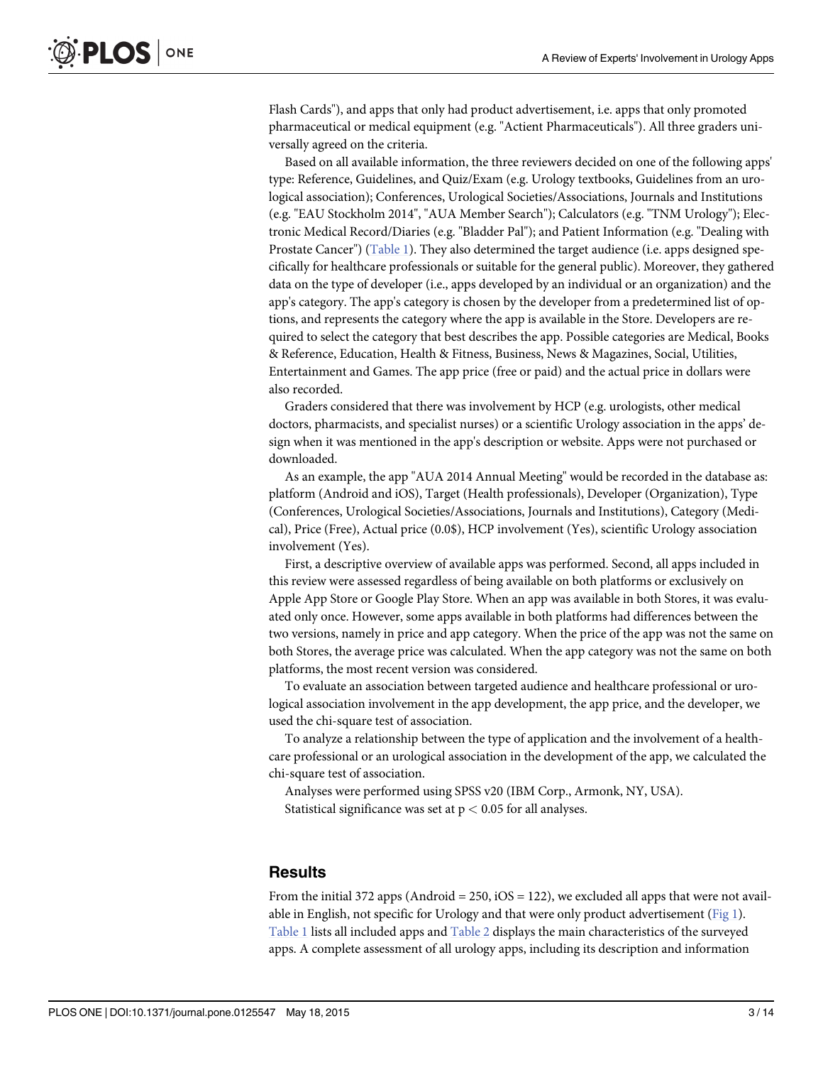Flash Cards"), and apps that only had product advertisement, i.e. apps that only promoted pharmaceutical or medical equipment (e.g. "Actient Pharmaceuticals"). All three graders universally agreed on the criteria.

Based on all available information, the three reviewers decided on one of the following apps' type: Reference, Guidelines, and Quiz/Exam (e.g. Urology textbooks, Guidelines from an urological association); Conferences, Urological Societies/Associations, Journals and Institutions (e.g. "EAU Stockholm 2014", "AUA Member Search"); Calculators (e.g. "TNM Urology"); Electronic Medical Record/Diaries (e.g. "Bladder Pal"); and Patient Information (e.g. "Dealing with Prostate Cancer") (Table 1). They also determined the target audience (i.e. apps designed specifically for healthcare professionals or suitable for the general public). Moreover, they gathered data on the type of developer (i.e., apps developed by an individual or an organization) and the app's category. The app's category is chosen by the developer from a predetermined list of options, and represents the category where the app is available in the Store. Developers are required to select the category that best describes the app. Possible categories are Medical, Books & Reference, Education, Health & Fitness, Business, News & Magazines, Social, Utilities, Entertainment and Games. The app price (free or paid) and the actual price in dollars were also recorded.

Graders considered that there was involvement by HCP (e.g. urologists, other medical doctors, pharmacists, and specialist nurses) or a scientific Urology association in the apps' design when it was mentioned in the app's description or website. Apps were not purchased or downloaded.

As an example, the app "AUA 2014 Annual Meeting" would be recorded in the database as: platform (Android and iOS), Target (Health professionals), Developer (Organization), Type (Conferences, Urological Societies/Associations, Journals and Institutions), Category (Medical), Price (Free), Actual price (0.0$), HCP involvement (Yes), scientific Urology association involvement (Yes).

First, a descriptive overview of available apps was performed. Second, all apps included in this review were assessed regardless of being available on both platforms or exclusively on Apple App Store or Google Play Store. When an app was available in both Stores, it was evaluated only once. However, some apps available in both platforms had differences between the two versions, namely in price and app category. When the price of the app was not the same on both Stores, the average price was calculated. When the app category was not the same on both platforms, the most recent version was considered.

To evaluate an association between targeted audience and healthcare professional or urological association involvement in the app development, the app price, and the developer, we used the chi-square test of association.

To analyze a relationship between the type of application and the involvement of a healthcare professional or an urological association in the development of the app, we calculated the chi-square test of association.

Analyses were performed using SPSS v20 (IBM Corp., Armonk, NY, USA).

Statistical significance was set at $p < 0.05$ for all analyses.

## Results

From the initial 372 apps (Android = 250, iOS = 122), we excluded all apps that were not available in English, not specific for Urology and that were only product advertisement (Fig 1). Table 1 lists all included apps and Table 2 displays the main characteristics of the surveyed apps. A complete assessment of all urology apps, including its description and information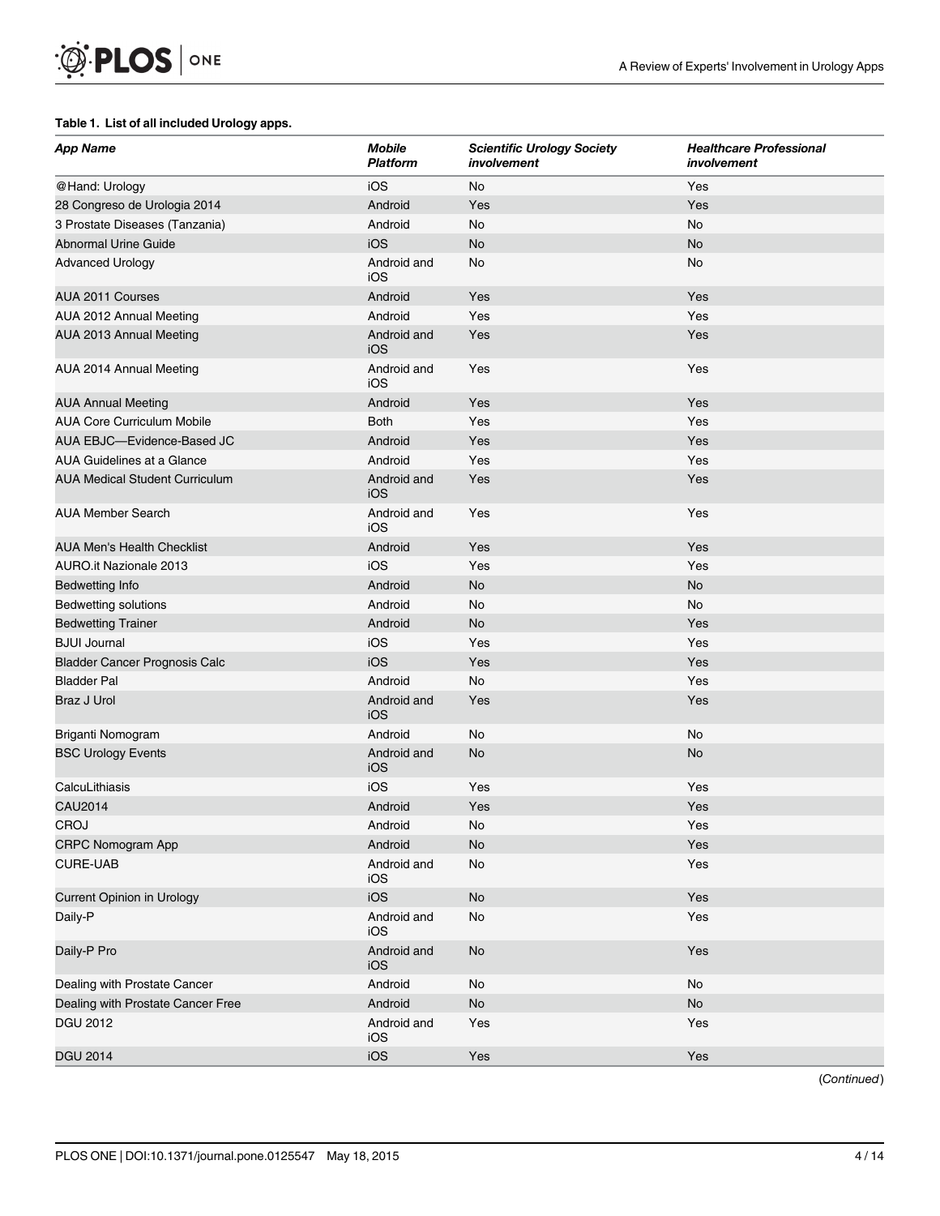**Table 1. List of all included Urology apps.**

| *App Name* | *Mobile Platform* | *Scientific Urology Society involvement* | *Healthcare Professional involvement* |
|---|---|---|---|
| @Hand: Urology | iOS | No | Yes |
| 28 Congreso de Urologia 2014 | Android | Yes | Yes |
| 3 Prostate Diseases (Tanzania) | Android | No | No |
| Abnormal Urine Guide | iOS | No | No |
| Advanced Urology | Android and iOS | No | No |
| AUA 2011 Courses | Android | Yes | Yes |
| AUA 2012 Annual Meeting | Android | Yes | Yes |
| AUA 2013 Annual Meeting | Android and iOS | Yes | Yes |
| AUA 2014 Annual Meeting | Android and iOS | Yes | Yes |
| AUA Annual Meeting | Android | Yes | Yes |
| AUA Core Curriculum Mobile | Both | Yes | Yes |
| AUA EBJC—Evidence-Based JC | Android | Yes | Yes |
| AUA Guidelines at a Glance | Android | Yes | Yes |
| AUA Medical Student Curriculum | Android and iOS | Yes | Yes |
| AUA Member Search | Android and iOS | Yes | Yes |
| AUA Men's Health Checklist | Android | Yes | Yes |
| AURO.it Nazionale 2013 | iOS | Yes | Yes |
| Bedwetting Info | Android | No | No |
| Bedwetting solutions | Android | No | No |
| Bedwetting Trainer | Android | No | Yes |
| BJUI Journal | iOS | Yes | Yes |
| Bladder Cancer Prognosis Calc | iOS | Yes | Yes |
| Bladder Pal | Android | No | Yes |
| Braz J Urol | Android and iOS | Yes | Yes |
| Briganti Nomogram | Android | No | No |
| BSC Urology Events | Android and iOS | No | No |
| CalcuLithiasis | iOS | Yes | Yes |
| CAU2014 | Android | Yes | Yes |
| CROJ | Android | No | Yes |
| CRPC Nomogram App | Android | No | Yes |
| CURE-UAB | Android and iOS | No | Yes |
| Current Opinion in Urology | iOS | No | Yes |
| Daily-P | Android and iOS | No | Yes |
| Daily-P Pro | Android and iOS | No | Yes |
| Dealing with Prostate Cancer | Android | No | No |
| Dealing with Prostate Cancer Free | Android | No | No |
| DGU 2012 | Android and iOS | Yes | Yes |
| DGU 2014 | iOS | Yes | Yes |

(*Continued*)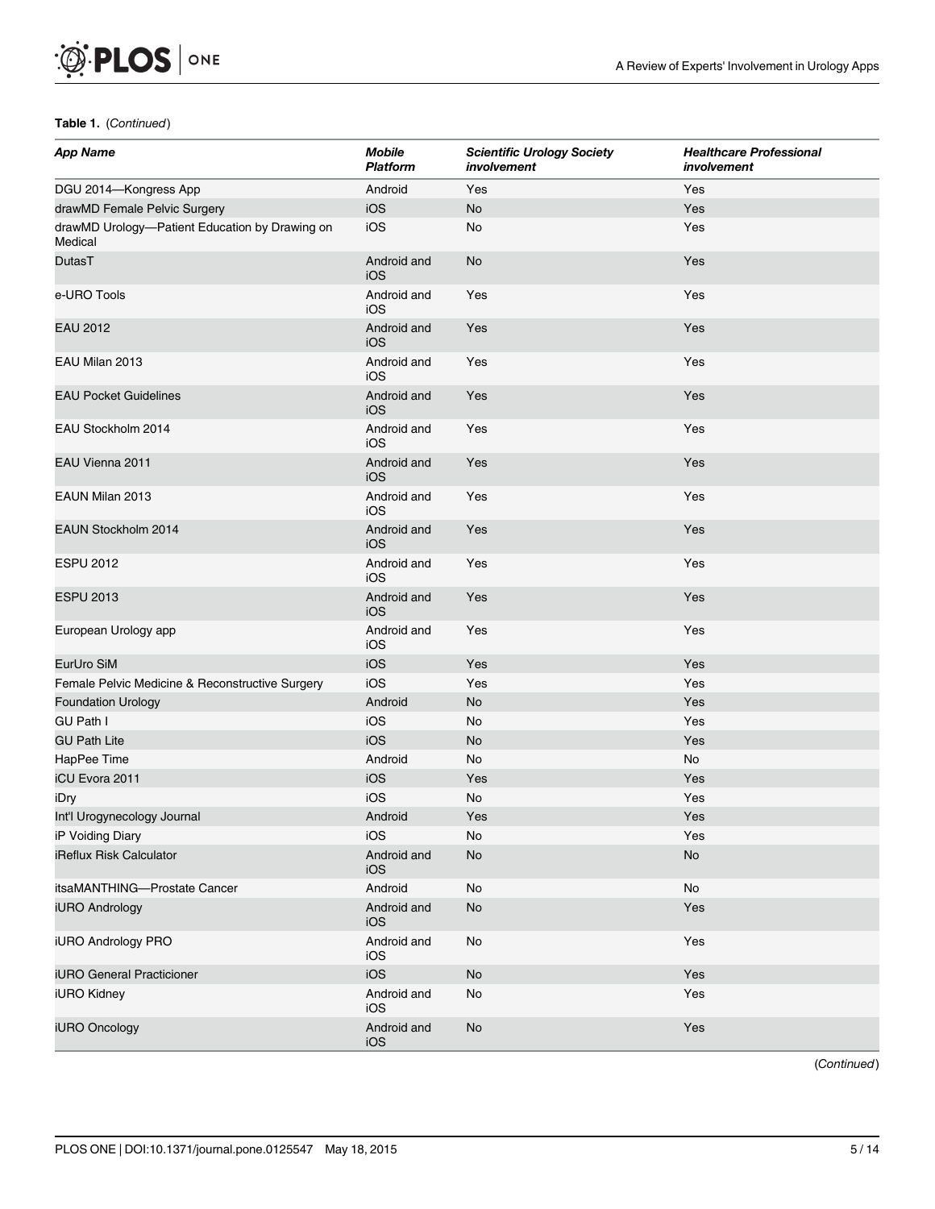**Table 1.** (*Continued*)

| *App Name* | *Mobile Platform* | *Scientific Urology Society involvement* | *Healthcare Professional involvement* |
|---|---|---|---|
| DGU 2014—Kongress App | Android | Yes | Yes |
| drawMD Female Pelvic Surgery | iOS | No | Yes |
| drawMD Urology—Patient Education by Drawing on Medical | iOS | No | Yes |
| DutasT | Android and iOS | No | Yes |
| e-URO Tools | Android and iOS | Yes | Yes |
| EAU 2012 | Android and iOS | Yes | Yes |
| EAU Milan 2013 | Android and iOS | Yes | Yes |
| EAU Pocket Guidelines | Android and iOS | Yes | Yes |
| EAU Stockholm 2014 | Android and iOS | Yes | Yes |
| EAU Vienna 2011 | Android and iOS | Yes | Yes |
| EAUN Milan 2013 | Android and iOS | Yes | Yes |
| EAUN Stockholm 2014 | Android and iOS | Yes | Yes |
| ESPU 2012 | Android and iOS | Yes | Yes |
| ESPU 2013 | Android and iOS | Yes | Yes |
| European Urology app | Android and iOS | Yes | Yes |
| EurUro SiM | iOS | Yes | Yes |
| Female Pelvic Medicine & Reconstructive Surgery | iOS | Yes | Yes |
| Foundation Urology | Android | No | Yes |
| GU Path I | iOS | No | Yes |
| GU Path Lite | iOS | No | Yes |
| HapPee Time | Android | No | No |
| iCU Evora 2011 | iOS | Yes | Yes |
| iDry | iOS | No | Yes |
| Int'l Urogynecology Journal | Android | Yes | Yes |
| iP Voiding Diary | iOS | No | Yes |
| iReflux Risk Calculator | Android and iOS | No | No |
| itsaMANTHING—Prostate Cancer | Android | No | No |
| iURO Andrology | Android and iOS | No | Yes |
| iURO Andrology PRO | Android and iOS | No | Yes |
| iURO General Practicioner | iOS | No | Yes |
| iURO Kidney | Android and iOS | No | Yes |
| iURO Oncology | Android and iOS | No | Yes |

(*Continued*)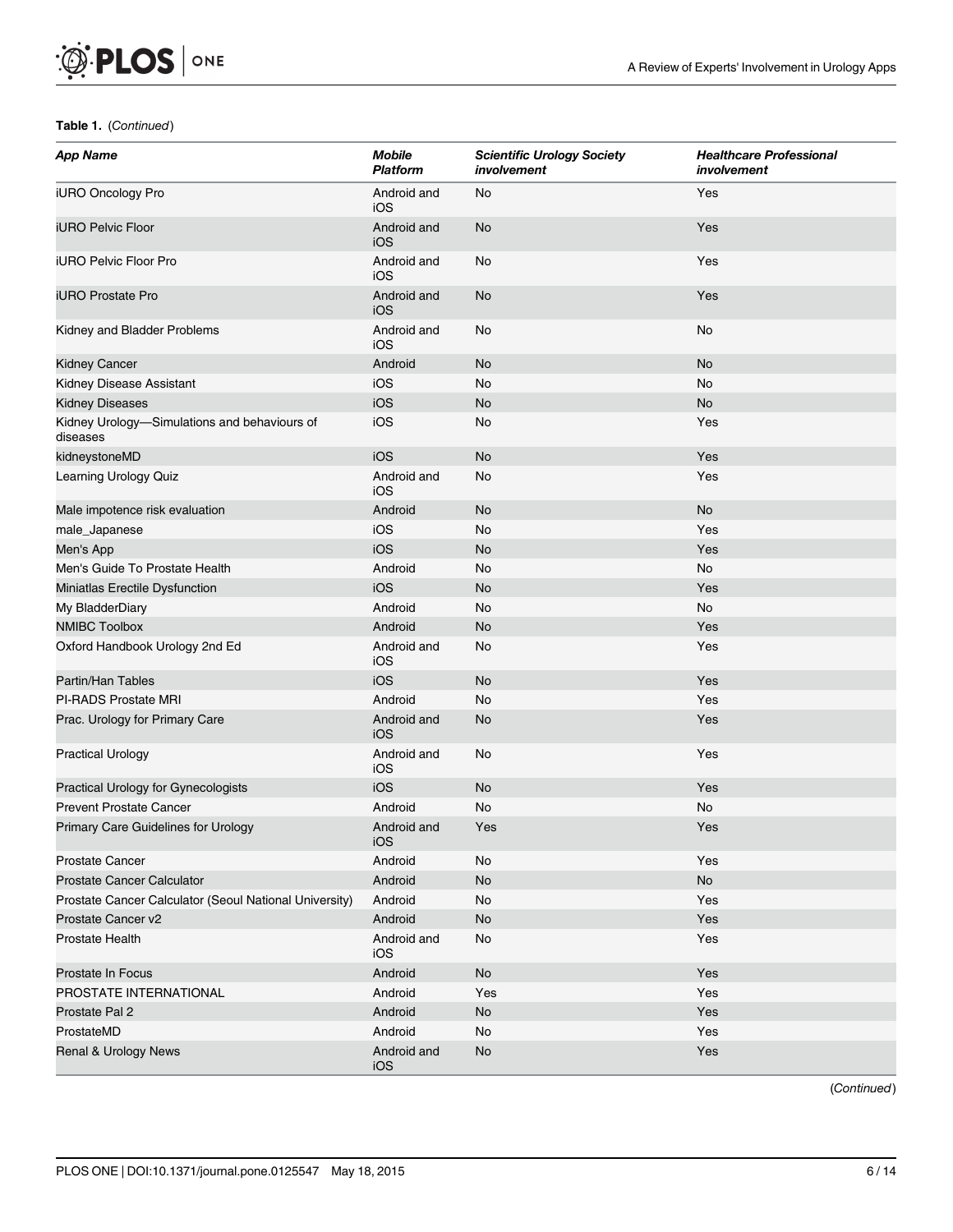**Table 1.** (*Continued*)

| *App Name* | *Mobile Platform* | *Scientific Urology Society involvement* | *Healthcare Professional involvement* |
|---|---|---|---|
| iURO Oncology Pro | Android and iOS | No | Yes |
| iURO Pelvic Floor | Android and iOS | No | Yes |
| iURO Pelvic Floor Pro | Android and iOS | No | Yes |
| iURO Prostate Pro | Android and iOS | No | Yes |
| Kidney and Bladder Problems | Android and iOS | No | No |
| Kidney Cancer | Android | No | No |
| Kidney Disease Assistant | iOS | No | No |
| Kidney Diseases | iOS | No | No |
| Kidney Urology—Simulations and behaviours of diseases | iOS | No | Yes |
| kidneystoneMD | iOS | No | Yes |
| Learning Urology Quiz | Android and iOS | No | Yes |
| Male impotence risk evaluation | Android | No | No |
| male_Japanese | iOS | No | Yes |
| Men's App | iOS | No | Yes |
| Men's Guide To Prostate Health | Android | No | No |
| Miniatlas Erectile Dysfunction | iOS | No | Yes |
| My BladderDiary | Android | No | No |
| NMIBC Toolbox | Android | No | Yes |
| Oxford Handbook Urology 2nd Ed | Android and iOS | No | Yes |
| Partin/Han Tables | iOS | No | Yes |
| PI-RADS Prostate MRI | Android | No | Yes |
| Prac. Urology for Primary Care | Android and iOS | No | Yes |
| Practical Urology | Android and iOS | No | Yes |
| Practical Urology for Gynecologists | iOS | No | Yes |
| Prevent Prostate Cancer | Android | No | No |
| Primary Care Guidelines for Urology | Android and iOS | Yes | Yes |
| Prostate Cancer | Android | No | Yes |
| Prostate Cancer Calculator | Android | No | No |
| Prostate Cancer Calculator (Seoul National University) | Android | No | Yes |
| Prostate Cancer v2 | Android | No | Yes |
| Prostate Health | Android and iOS | No | Yes |
| Prostate In Focus | Android | No | Yes |
| PROSTATE INTERNATIONAL | Android | Yes | Yes |
| Prostate Pal 2 | Android | No | Yes |
| ProstateMD | Android | No | Yes |
| Renal & Urology News | Android and iOS | No | Yes |

(*Continued*)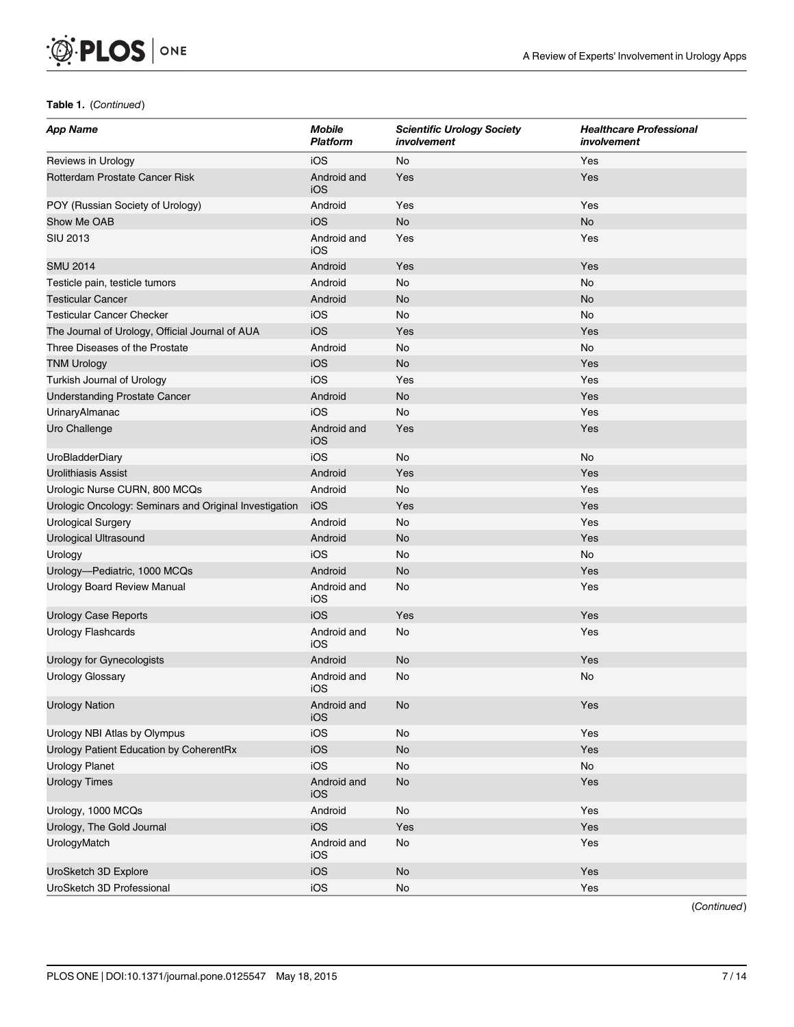**Table 1.** (*Continued*)

| *App Name* | *Mobile Platform* | *Scientific Urology Society involvement* | *Healthcare Professional involvement* |
|---|---|---|---|
| Reviews in Urology | iOS | No | Yes |
| Rotterdam Prostate Cancer Risk | Android and iOS | Yes | Yes |
| POY (Russian Society of Urology) | Android | Yes | Yes |
| Show Me OAB | iOS | No | No |
| SIU 2013 | Android and iOS | Yes | Yes |
| SMU 2014 | Android | Yes | Yes |
| Testicle pain, testicle tumors | Android | No | No |
| Testicular Cancer | Android | No | No |
| Testicular Cancer Checker | iOS | No | No |
| The Journal of Urology, Official Journal of AUA | iOS | Yes | Yes |
| Three Diseases of the Prostate | Android | No | No |
| TNM Urology | iOS | No | Yes |
| Turkish Journal of Urology | iOS | Yes | Yes |
| Understanding Prostate Cancer | Android | No | Yes |
| UrinaryAlmanac | iOS | No | Yes |
| Uro Challenge | Android and iOS | Yes | Yes |
| UroBladderDiary | iOS | No | No |
| Urolithiasis Assist | Android | Yes | Yes |
| Urologic Nurse CURN, 800 MCQs | Android | No | Yes |
| Urologic Oncology: Seminars and Original Investigation | iOS | Yes | Yes |
| Urological Surgery | Android | No | Yes |
| Urological Ultrasound | Android | No | Yes |
| Urology | iOS | No | No |
| Urology—Pediatric, 1000 MCQs | Android | No | Yes |
| Urology Board Review Manual | Android and iOS | No | Yes |
| Urology Case Reports | iOS | Yes | Yes |
| Urology Flashcards | Android and iOS | No | Yes |
| Urology for Gynecologists | Android | No | Yes |
| Urology Glossary | Android and iOS | No | No |
| Urology Nation | Android and iOS | No | Yes |
| Urology NBI Atlas by Olympus | iOS | No | Yes |
| Urology Patient Education by CoherentRx | iOS | No | Yes |
| Urology Planet | iOS | No | No |
| Urology Times | Android and iOS | No | Yes |
| Urology, 1000 MCQs | Android | No | Yes |
| Urology, The Gold Journal | iOS | Yes | Yes |
| UrologyMatch | Android and iOS | No | Yes |
| UroSketch 3D Explore | iOS | No | Yes |
| UroSketch 3D Professional | iOS | No | Yes |

(*Continued*)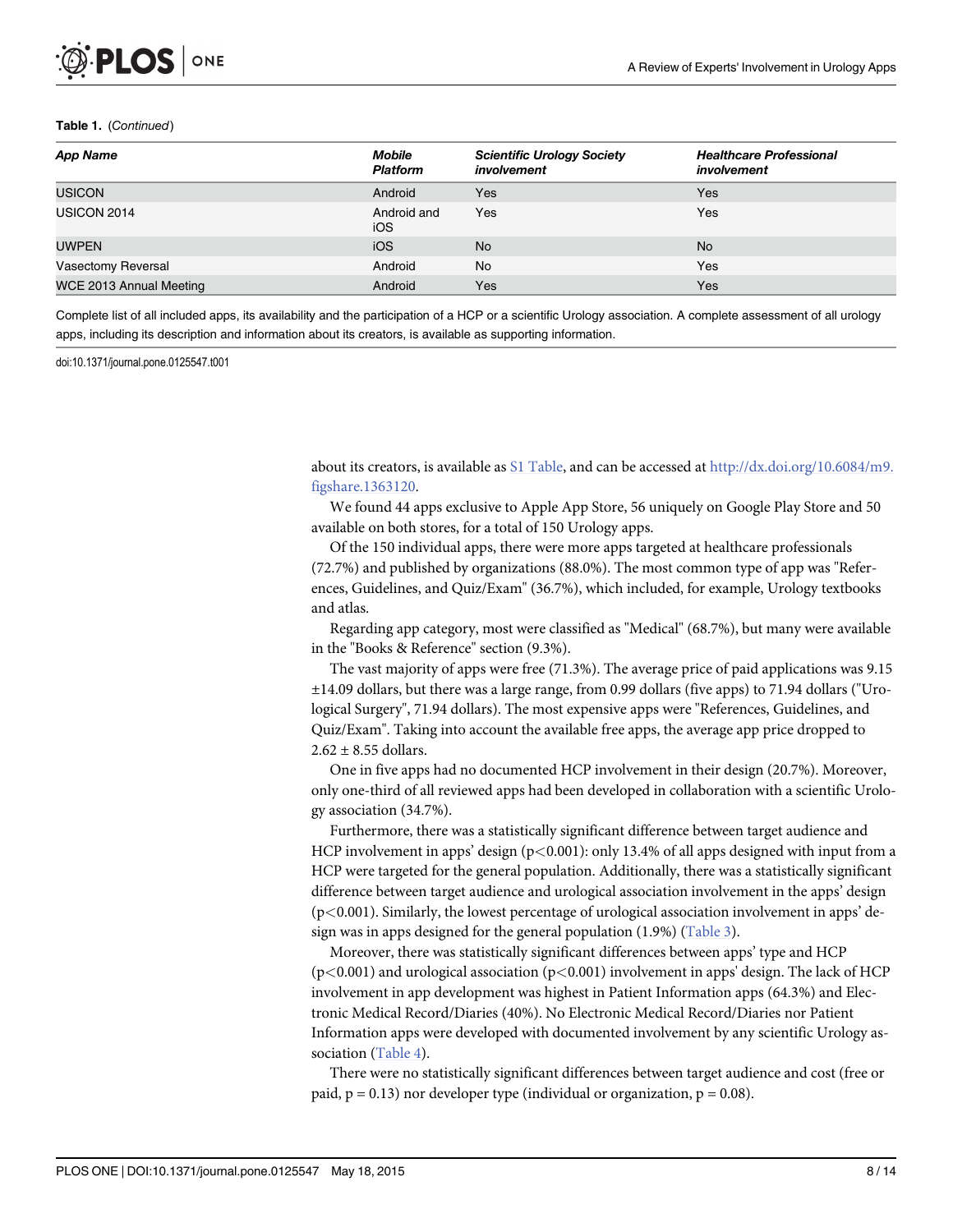**Table 1.** (*Continued*)

| *App Name* | *Mobile Platform* | *Scientific Urology Society involvement* | *Healthcare Professional involvement* |
|---|---|---|---|
| USICON | Android | Yes | Yes |
| USICON 2014 | Android and iOS | Yes | Yes |
| UWPEN | iOS | No | No |
| Vasectomy Reversal | Android | No | Yes |
| WCE 2013 Annual Meeting | Android | Yes | Yes |

Complete list of all included apps, its availability and the participation of a HCP or a scientific Urology association. A complete assessment of all urology apps, including its description and information about its creators, is available as supporting information.

doi:10.1371/journal.pone.0125547.t001

about its creators, is available as S1 Table, and can be accessed at http://dx.doi.org/10.6084/m9.figshare.1363120.

We found 44 apps exclusive to Apple App Store, 56 uniquely on Google Play Store and 50 available on both stores, for a total of 150 Urology apps.

Of the 150 individual apps, there were more apps targeted at healthcare professionals (72.7%) and published by organizations (88.0%). The most common type of app was "References, Guidelines, and Quiz/Exam" (36.7%), which included, for example, Urology textbooks and atlas.

Regarding app category, most were classified as "Medical" (68.7%), but many were available in the "Books & Reference" section (9.3%).

The vast majority of apps were free (71.3%). The average price of paid applications was 9.15 ±14.09 dollars, but there was a large range, from 0.99 dollars (five apps) to 71.94 dollars ("Urological Surgery", 71.94 dollars). The most expensive apps were "References, Guidelines, and Quiz/Exam". Taking into account the available free apps, the average app price dropped to 2.62 ± 8.55 dollars.

One in five apps had no documented HCP involvement in their design (20.7%). Moreover, only one-third of all reviewed apps had been developed in collaboration with a scientific Urology association (34.7%).

Furthermore, there was a statistically significant difference between target audience and HCP involvement in apps' design ($p<0.001$): only 13.4% of all apps designed with input from a HCP were targeted for the general population. Additionally, there was a statistically significant difference between target audience and urological association involvement in the apps' design ($p<0.001$). Similarly, the lowest percentage of urological association involvement in apps' design was in apps designed for the general population (1.9%) (Table 3).

Moreover, there was statistically significant differences between apps' type and HCP ($p<0.001$) and urological association ($p<0.001$) involvement in apps' design. The lack of HCP involvement in app development was highest in Patient Information apps (64.3%) and Electronic Medical Record/Diaries (40%). No Electronic Medical Record/Diaries nor Patient Information apps were developed with documented involvement by any scientific Urology association (Table 4).

There were no statistically significant differences between target audience and cost (free or paid, $p = 0.13$) nor developer type (individual or organization, $p = 0.08$).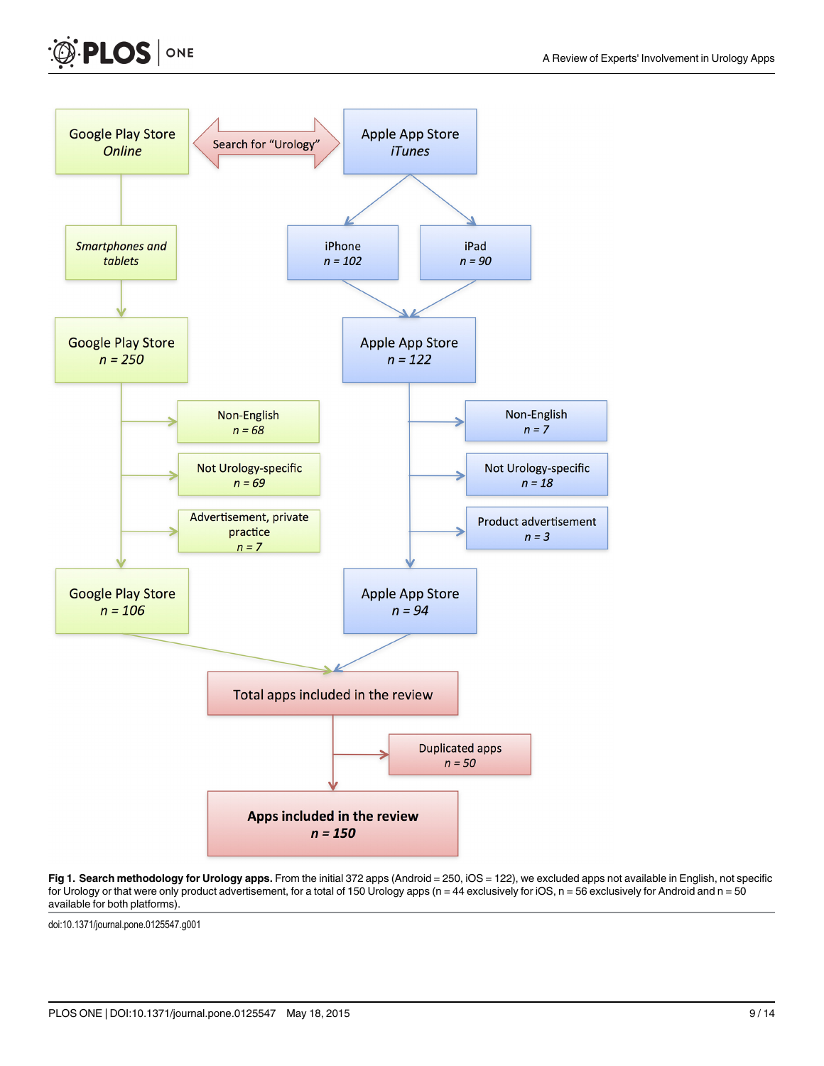**Fig 1. Search methodology for Urology apps.** From the initial 372 apps (Android = 250, iOS = 122), we excluded apps not available in English, not specific for Urology or that were only product advertisement, for a total of 150 Urology apps (n = 44 exclusively for iOS, n = 56 exclusively for Android and n = 50 available for both platforms).

doi:10.1371/journal.pone.0125547.g001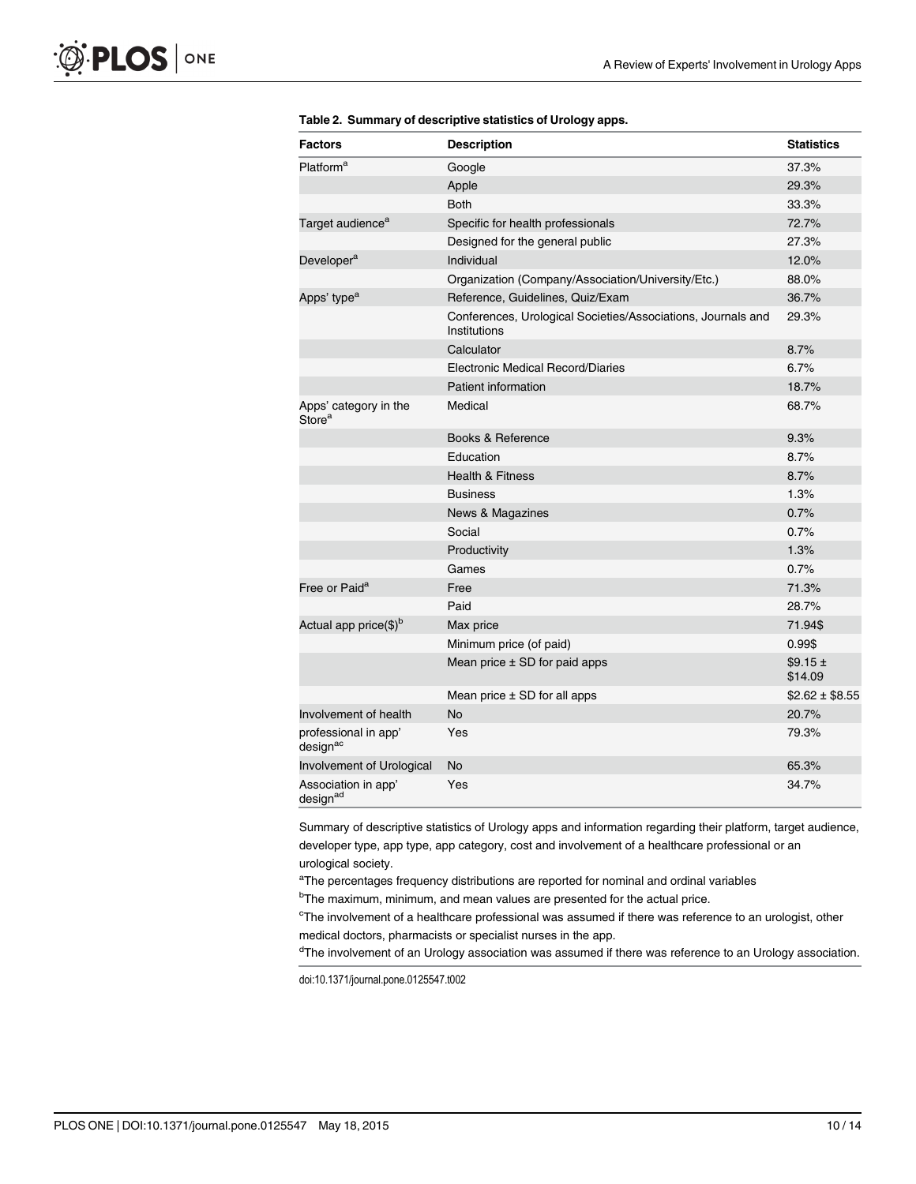**Table 2. Summary of descriptive statistics of Urology apps.**

| Factors | Description | Statistics |
| --- | --- | --- |
| Platform[a] | Google | 37.3% |
| | Apple | 29.3% |
| | Both | 33.3% |
| Target audience[a] | Specific for health professionals | 72.7% |
| | Designed for the general public | 27.3% |
| Developer[a] | Individual | 12.0% |
| | Organization (Company/Association/University/Etc.) | 88.0% |
| Apps' type[a] | Reference, Guidelines, Quiz/Exam | 36.7% |
| | Conferences, Urological Societies/Associations, Journals and Institutions | 29.3% |
| | Calculator | 8.7% |
| | Electronic Medical Record/Diaries | 6.7% |
| | Patient information | 18.7% |
| Apps' category in the Store[a] | Medical | 68.7% |
| | Books & Reference | 9.3% |
| | Education | 8.7% |
| | Health & Fitness | 8.7% |
| | Business | 1.3% |
| | News & Magazines | 0.7% |
| | Social | 0.7% |
| | Productivity | 1.3% |
| | Games | 0.7% |
| Free or Paid[a] | Free | 71.3% |
| | Paid | 28.7% |
| Actual app price($)[b] | Max price | 71.94$ |
| | Minimum price (of paid) | 0.99$ |
| | Mean price ± SD for paid apps | $9.15 ± $14.09 |
| | Mean price ± SD for all apps | $2.62 ± $8.55 |
| Involvement of health professional in app' design[ac] | No | 20.7% |
| | Yes | 79.3% |
| Involvement of Urological Association in app' design[ad] | No | 65.3% |
| | Yes | 34.7% |

Summary of descriptive statistics of Urology apps and information regarding their platform, target audience, developer type, app type, app category, cost and involvement of a healthcare professional or an urological society.

[a]The percentages frequency distributions are reported for nominal and ordinal variables

[b]The maximum, minimum, and mean values are presented for the actual price.

[c]The involvement of a healthcare professional was assumed if there was reference to an urologist, other medical doctors, pharmacists or specialist nurses in the app.

[d]The involvement of an Urology association was assumed if there was reference to an Urology association.

doi:10.1371/journal.pone.0125547.t002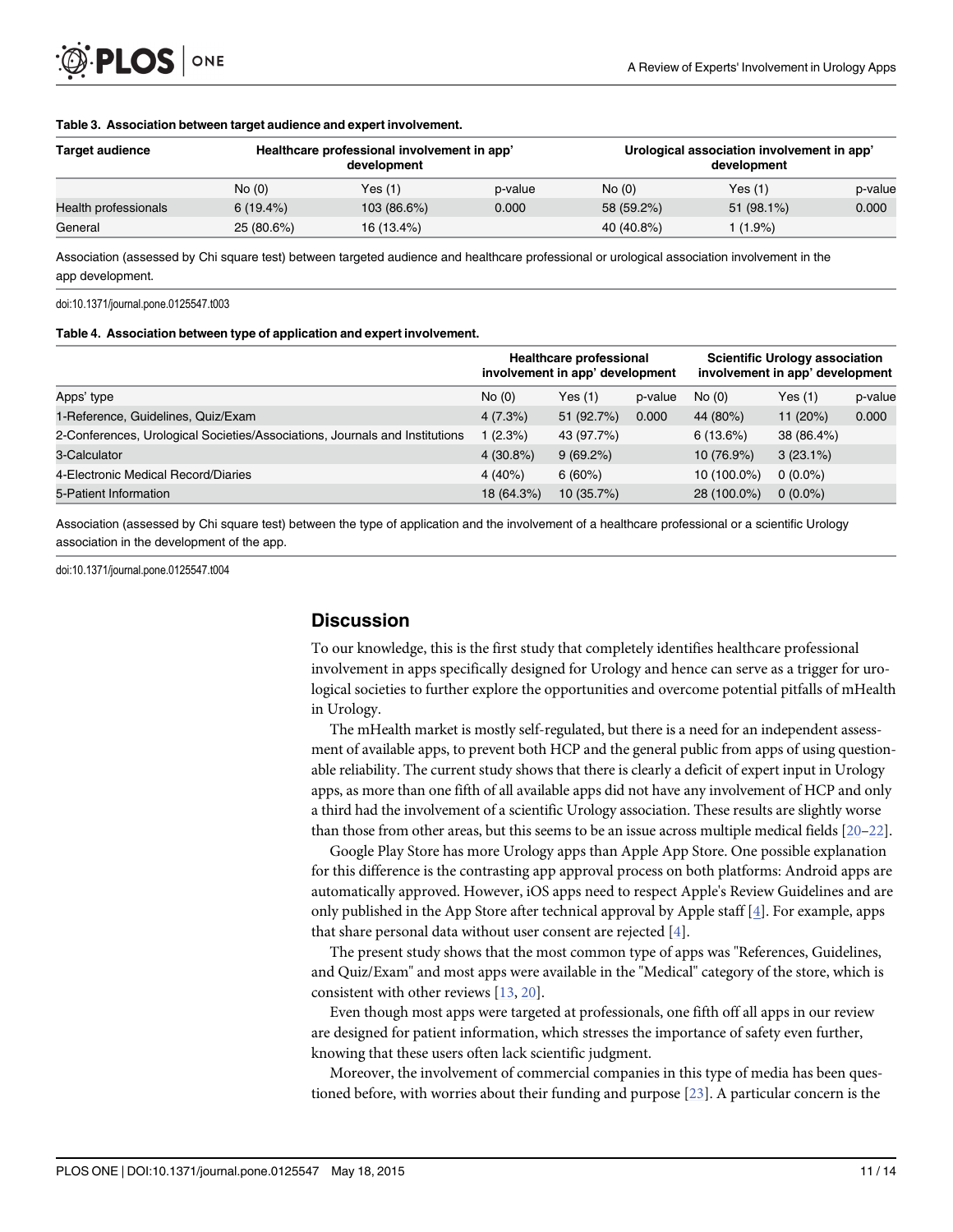**Table 3. Association between target audience and expert involvement.**

| Target audience | Healthcare professional involvement in app' development | | | Urological association involvement in app' development | | |
|---|---|---|---|---|---|---|
| | No (0) | Yes (1) | p-value | No (0) | Yes (1) | p-value |
| Health professionals | 6 (19.4%) | 103 (86.6%) | 0.000 | 58 (59.2%) | 51 (98.1%) | 0.000 |
| General | 25 (80.6%) | 16 (13.4%) | | 40 (40.8%) | 1 (1.9%) | |

Association (assessed by Chi square test) between targeted audience and healthcare professional or urological association involvement in the app development.

doi:10.1371/journal.pone.0125547.t003

**Table 4. Association between type of application and expert involvement.**

| | Healthcare professional involvement in app' development | | | Scientific Urology association involvement in app' development | | |
|---|---|---|---|---|---|---|
| Apps' type | No (0) | Yes (1) | p-value | No (0) | Yes (1) | p-value |
| 1-Reference, Guidelines, Quiz/Exam | 4 (7.3%) | 51 (92.7%) | 0.000 | 44 (80%) | 11 (20%) | 0.000 |
| 2-Conferences, Urological Societies/Associations, Journals and Institutions | 1 (2.3%) | 43 (97.7%) | | 6 (13.6%) | 38 (86.4%) | |
| 3-Calculator | 4 (30.8%) | 9 (69.2%) | | 10 (76.9%) | 3 (23.1%) | |
| 4-Electronic Medical Record/Diaries | 4 (40%) | 6 (60%) | | 10 (100.0%) | 0 (0.0%) | |
| 5-Patient Information | 18 (64.3%) | 10 (35.7%) | | 28 (100.0%) | 0 (0.0%) | |

Association (assessed by Chi square test) between the type of application and the involvement of a healthcare professional or a scientific Urology association in the development of the app.

doi:10.1371/journal.pone.0125547.t004

## Discussion

To our knowledge, this is the first study that completely identifies healthcare professional involvement in apps specifically designed for Urology and hence can serve as a trigger for urological societies to further explore the opportunities and overcome potential pitfalls of mHealth in Urology.

The mHealth market is mostly self-regulated, but there is a need for an independent assessment of available apps, to prevent both HCP and the general public from apps of using questionable reliability. The current study shows that there is clearly a deficit of expert input in Urology apps, as more than one fifth of all available apps did not have any involvement of HCP and only a third had the involvement of a scientific Urology association. These results are slightly worse than those from other areas, but this seems to be an issue across multiple medical fields [20–22].

Google Play Store has more Urology apps than Apple App Store. One possible explanation for this difference is the contrasting app approval process on both platforms: Android apps are automatically approved. However, iOS apps need to respect Apple's Review Guidelines and are only published in the App Store after technical approval by Apple staff [4]. For example, apps that share personal data without user consent are rejected [4].

The present study shows that the most common type of apps was "References, Guidelines, and Quiz/Exam" and most apps were available in the "Medical" category of the store, which is consistent with other reviews [13, 20].

Even though most apps were targeted at professionals, one fifth off all apps in our review are designed for patient information, which stresses the importance of safety even further, knowing that these users often lack scientific judgment.

Moreover, the involvement of commercial companies in this type of media has been questioned before, with worries about their funding and purpose [23]. A particular concern is the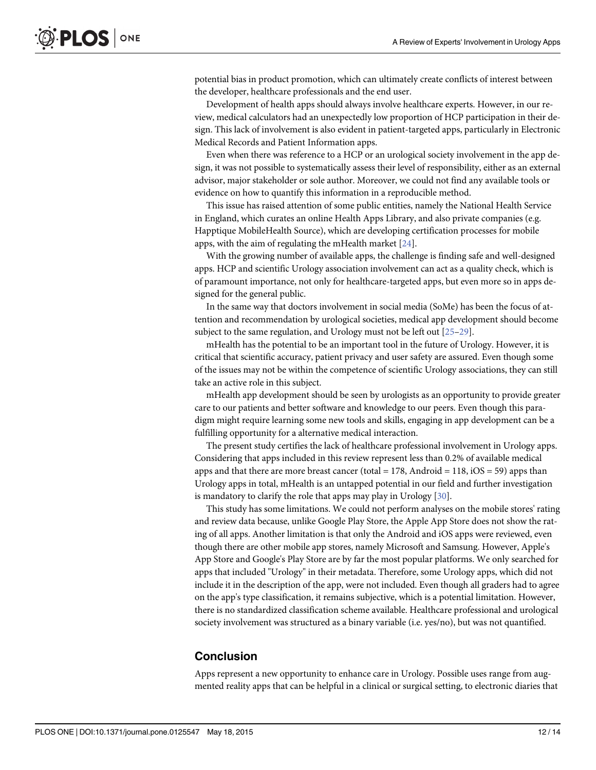potential bias in product promotion, which can ultimately create conflicts of interest between the developer, healthcare professionals and the end user.

Development of health apps should always involve healthcare experts. However, in our review, medical calculators had an unexpectedly low proportion of HCP participation in their design. This lack of involvement is also evident in patient-targeted apps, particularly in Electronic Medical Records and Patient Information apps.

Even when there was reference to a HCP or an urological society involvement in the app design, it was not possible to systematically assess their level of responsibility, either as an external advisor, major stakeholder or sole author. Moreover, we could not find any available tools or evidence on how to quantify this information in a reproducible method.

This issue has raised attention of some public entities, namely the National Health Service in England, which curates an online Health Apps Library, and also private companies (e.g. Happtique MobileHealth Source), which are developing certification processes for mobile apps, with the aim of regulating the mHealth market [24].

With the growing number of available apps, the challenge is finding safe and well-designed apps. HCP and scientific Urology association involvement can act as a quality check, which is of paramount importance, not only for healthcare-targeted apps, but even more so in apps designed for the general public.

In the same way that doctors involvement in social media (SoMe) has been the focus of attention and recommendation by urological societies, medical app development should become subject to the same regulation, and Urology must not be left out [25–29].

mHealth has the potential to be an important tool in the future of Urology. However, it is critical that scientific accuracy, patient privacy and user safety are assured. Even though some of the issues may not be within the competence of scientific Urology associations, they can still take an active role in this subject.

mHealth app development should be seen by urologists as an opportunity to provide greater care to our patients and better software and knowledge to our peers. Even though this paradigm might require learning some new tools and skills, engaging in app development can be a fulfilling opportunity for a alternative medical interaction.

The present study certifies the lack of healthcare professional involvement in Urology apps. Considering that apps included in this review represent less than 0.2% of available medical apps and that there are more breast cancer (total = 178, Android = 118, iOS = 59) apps than Urology apps in total, mHealth is an untapped potential in our field and further investigation is mandatory to clarify the role that apps may play in Urology [30].

This study has some limitations. We could not perform analyses on the mobile stores' rating and review data because, unlike Google Play Store, the Apple App Store does not show the rating of all apps. Another limitation is that only the Android and iOS apps were reviewed, even though there are other mobile app stores, namely Microsoft and Samsung. However, Apple's App Store and Google's Play Store are by far the most popular platforms. We only searched for apps that included "Urology" in their metadata. Therefore, some Urology apps, which did not include it in the description of the app, were not included. Even though all graders had to agree on the app's type classification, it remains subjective, which is a potential limitation. However, there is no standardized classification scheme available. Healthcare professional and urological society involvement was structured as a binary variable (i.e. yes/no), but was not quantified.

## Conclusion

Apps represent a new opportunity to enhance care in Urology. Possible uses range from augmented reality apps that can be helpful in a clinical or surgical setting, to electronic diaries that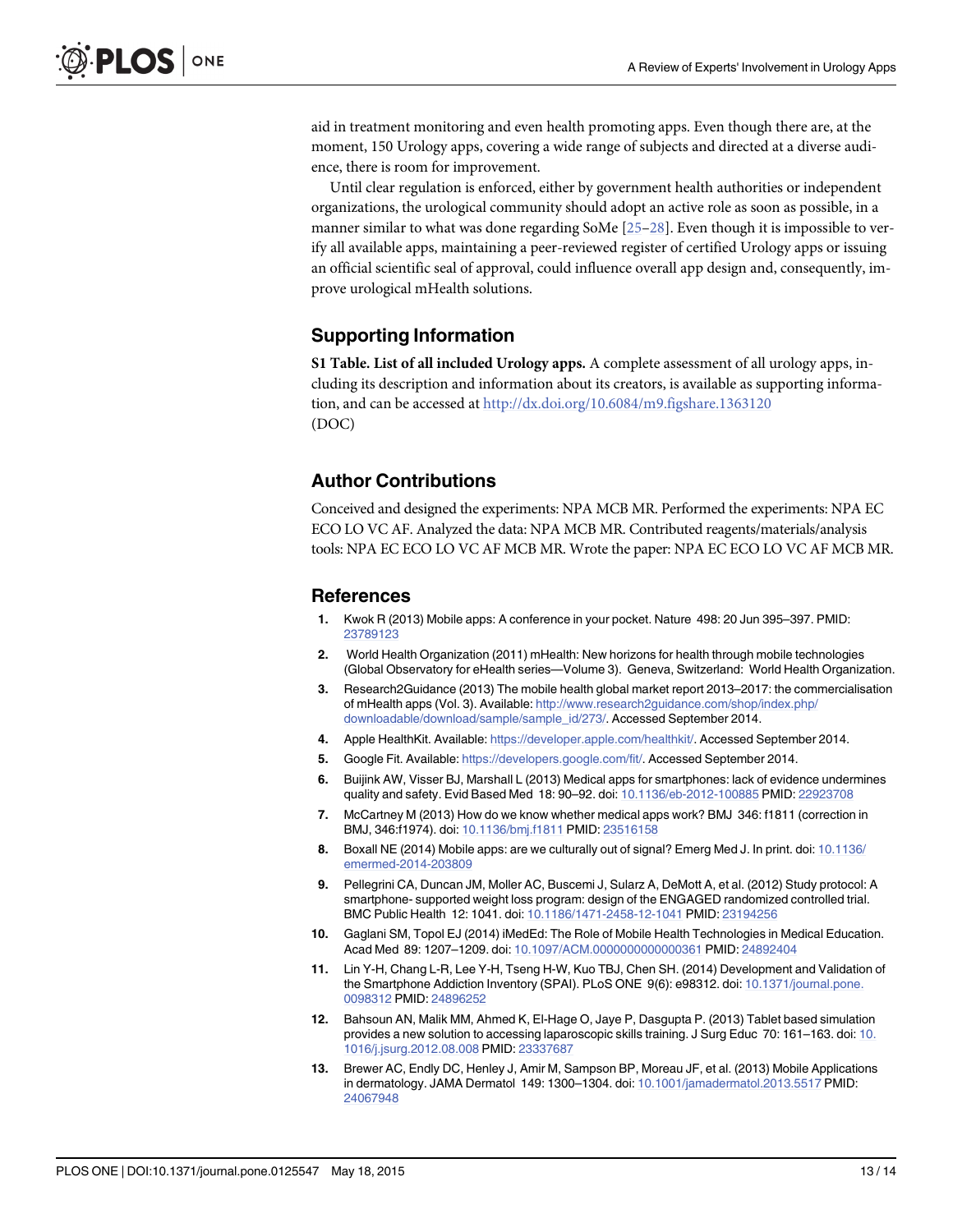aid in treatment monitoring and even health promoting apps. Even though there are, at the moment, 150 Urology apps, covering a wide range of subjects and directed at a diverse audience, there is room for improvement.

Until clear regulation is enforced, either by government health authorities or independent organizations, the urological community should adopt an active role as soon as possible, in a manner similar to what was done regarding SoMe [25–28]. Even though it is impossible to verify all available apps, maintaining a peer-reviewed register of certified Urology apps or issuing an official scientific seal of approval, could influence overall app design and, consequently, improve urological mHealth solutions.

## Supporting Information

**S1 Table. List of all included Urology apps.** A complete assessment of all urology apps, including its description and information about its creators, is available as supporting information, and can be accessed at http://dx.doi.org/10.6084/m9.figshare.1363120
(DOC)

## Author Contributions

Conceived and designed the experiments: NPA MCB MR. Performed the experiments: NPA EC ECO LO VC AF. Analyzed the data: NPA MCB MR. Contributed reagents/materials/analysis tools: NPA EC ECO LO VC AF MCB MR. Wrote the paper: NPA EC ECO LO VC AF MCB MR.

## References

1. Kwok R (2013) Mobile apps: A conference in your pocket. Nature 498: 20 Jun 395–397. PMID: 23789123
2. World Health Organization (2011) mHealth: New horizons for health through mobile technologies (Global Observatory for eHealth series—Volume 3). Geneva, Switzerland: World Health Organization.
3. Research2Guidance (2013) The mobile health global market report 2013–2017: the commercialisation of mHealth apps (Vol. 3). Available: http://www.research2guidance.com/shop/index.php/downloadable/download/sample/sample_id/273/. Accessed September 2014.
4. Apple HealthKit. Available: https://developer.apple.com/healthkit/. Accessed September 2014.
5. Google Fit. Available: https://developers.google.com/fit/. Accessed September 2014.
6. Buijink AW, Visser BJ, Marshall L (2013) Medical apps for smartphones: lack of evidence undermines quality and safety. Evid Based Med 18: 90–92. doi: 10.1136/eb-2012-100885 PMID: 22923708
7. McCartney M (2013) How do we know whether medical apps work? BMJ 346: f1811 (correction in BMJ, 346:f1974). doi: 10.1136/bmj.f1811 PMID: 23516158
8. Boxall NE (2014) Mobile apps: are we culturally out of signal? Emerg Med J. In print. doi: 10.1136/emermed-2014-203809
9. Pellegrini CA, Duncan JM, Moller AC, Buscemi J, Sularz A, DeMott A, et al. (2012) Study protocol: A smartphone- supported weight loss program: design of the ENGAGED randomized controlled trial. BMC Public Health 12: 1041. doi: 10.1186/1471-2458-12-1041 PMID: 23194256
10. Gaglani SM, Topol EJ (2014) iMedEd: The Role of Mobile Health Technologies in Medical Education. Acad Med 89: 1207–1209. doi: 10.1097/ACM.0000000000000361 PMID: 24892404
11. Lin Y-H, Chang L-R, Lee Y-H, Tseng H-W, Kuo TBJ, Chen SH. (2014) Development and Validation of the Smartphone Addiction Inventory (SPAI). PLoS ONE 9(6): e98312. doi: 10.1371/journal.pone.0098312 PMID: 24896252
12. Bahsoun AN, Malik MM, Ahmed K, El-Hage O, Jaye P, Dasgupta P. (2013) Tablet based simulation provides a new solution to accessing laparoscopic skills training. J Surg Educ 70: 161–163. doi: 10.1016/j.jsurg.2012.08.008 PMID: 23337687
13. Brewer AC, Endly DC, Henley J, Amir M, Sampson BP, Moreau JF, et al. (2013) Mobile Applications in dermatology. JAMA Dermatol 149: 1300–1304. doi: 10.1001/jamadermatol.2013.5517 PMID: 24067948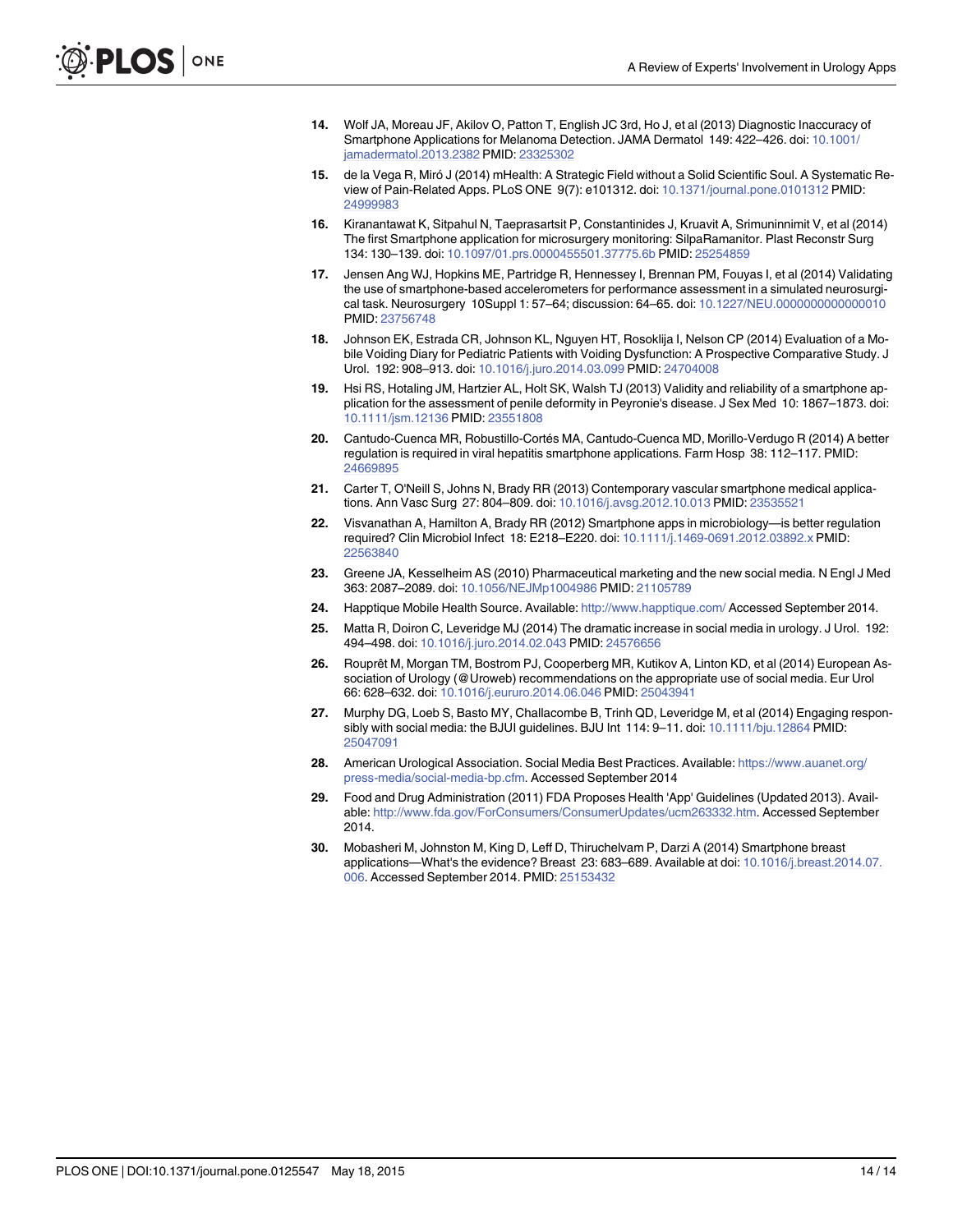14. Wolf JA, Moreau JF, Akilov O, Patton T, English JC 3rd, Ho J, et al (2013) Diagnostic Inaccuracy of Smartphone Applications for Melanoma Detection. JAMA Dermatol 149: 422–426. doi: 10.1001/jamadermatol.2013.2382 PMID: 23325302

15. de la Vega R, Miró J (2014) mHealth: A Strategic Field without a Solid Scientific Soul. A Systematic Review of Pain-Related Apps. PLoS ONE 9(7): e101312. doi: 10.1371/journal.pone.0101312 PMID: 24999983

16. Kiranantawat K, Sitpahul N, Taeprasartsit P, Constantinides J, Kruavit A, Srimuninnimit V, et al (2014) The first Smartphone application for microsurgery monitoring: SilpaRamanitor. Plast Reconstr Surg 134: 130–139. doi: 10.1097/01.prs.0000455501.37775.6b PMID: 25254859

17. Jensen Ang WJ, Hopkins ME, Partridge R, Hennessey I, Brennan PM, Fouyas I, et al (2014) Validating the use of smartphone-based accelerometers for performance assessment in a simulated neurosurgical task. Neurosurgery 10Suppl 1: 57–64; discussion: 64–65. doi: 10.1227/NEU.0000000000000010 PMID: 23756748

18. Johnson EK, Estrada CR, Johnson KL, Nguyen HT, Rosoklija I, Nelson CP (2014) Evaluation of a Mobile Voiding Diary for Pediatric Patients with Voiding Dysfunction: A Prospective Comparative Study. J Urol. 192: 908–913. doi: 10.1016/j.juro.2014.03.099 PMID: 24704008

19. Hsi RS, Hotaling JM, Hartzier AL, Holt SK, Walsh TJ (2013) Validity and reliability of a smartphone application for the assessment of penile deformity in Peyronie's disease. J Sex Med 10: 1867–1873. doi: 10.1111/jsm.12136 PMID: 23551808

20. Cantudo-Cuenca MR, Robustillo-Cortés MA, Cantudo-Cuenca MD, Morillo-Verdugo R (2014) A better regulation is required in viral hepatitis smartphone applications. Farm Hosp 38: 112–117. PMID: 24669895

21. Carter T, O'Neill S, Johns N, Brady RR (2013) Contemporary vascular smartphone medical applications. Ann Vasc Surg 27: 804–809. doi: 10.1016/j.avsg.2012.10.013 PMID: 23535521

22. Visvanathan A, Hamilton A, Brady RR (2012) Smartphone apps in microbiology—is better regulation required? Clin Microbiol Infect 18: E218–E220. doi: 10.1111/j.1469-0691.2012.03892.x PMID: 22563840

23. Greene JA, Kesselheim AS (2010) Pharmaceutical marketing and the new social media. N Engl J Med 363: 2087–2089. doi: 10.1056/NEJMp1004986 PMID: 21105789

24. Happtique Mobile Health Source. Available: http://www.happtique.com/ Accessed September 2014.

25. Matta R, Doiron C, Leveridge MJ (2014) The dramatic increase in social media in urology. J Urol. 192: 494–498. doi: 10.1016/j.juro.2014.02.043 PMID: 24576656

26. Rouprêt M, Morgan TM, Bostrom PJ, Cooperberg MR, Kutikov A, Linton KD, et al (2014) European Association of Urology (@Uroweb) recommendations on the appropriate use of social media. Eur Urol 66: 628–632. doi: 10.1016/j.eururo.2014.06.046 PMID: 25043941

27. Murphy DG, Loeb S, Basto MY, Challacombe B, Trinh QD, Leveridge M, et al (2014) Engaging responsibly with social media: the BJUI guidelines. BJU Int 114: 9–11. doi: 10.1111/bju.12864 PMID: 25047091

28. American Urological Association. Social Media Best Practices. Available: https://www.auanet.org/press-media/social-media-bp.cfm. Accessed September 2014

29. Food and Drug Administration (2011) FDA Proposes Health 'App' Guidelines (Updated 2013). Available: http://www.fda.gov/ForConsumers/ConsumerUpdates/ucm263332.htm. Accessed September 2014.

30. Mobasheri M, Johnston M, King D, Leff D, Thiruchelvam P, Darzi A (2014) Smartphone breast applications—What's the evidence? Breast 23: 683–689. Available at doi: 10.1016/j.breast.2014.07.006. Accessed September 2014. PMID: 25153432